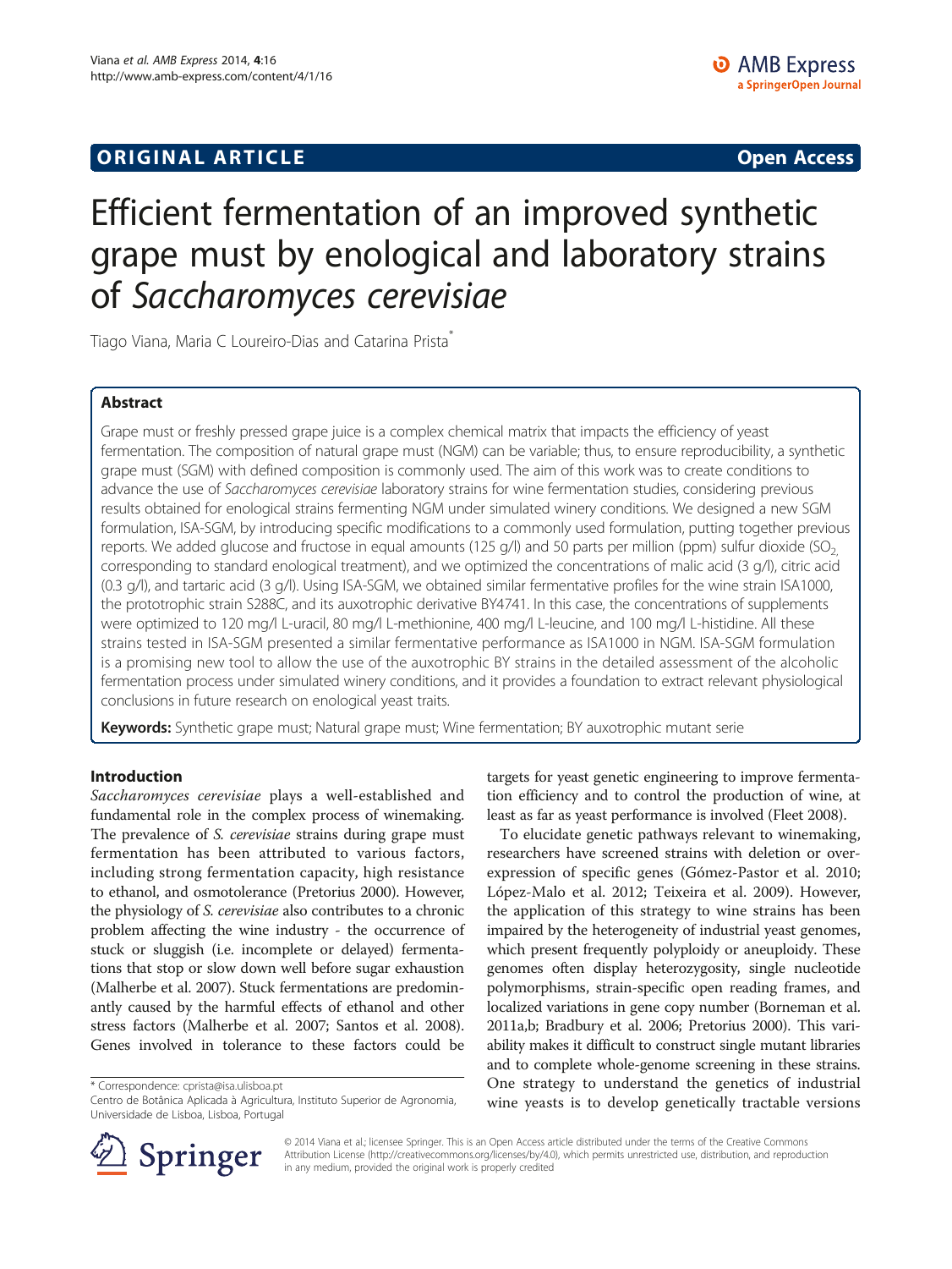**ORIGINAL ARTICLE** **Open Access**

# Efficient fermentation of an improved synthetic grape must by enological and laboratory strains of *Saccharomyces cerevisiae*

Tiago Viana, Maria C Loureiro-Dias and Catarina Prista*

## Abstract

Grape must or freshly pressed grape juice is a complex chemical matrix that impacts the efficiency of yeast fermentation. The composition of natural grape must (NGM) can be variable; thus, to ensure reproducibility, a synthetic grape must (SGM) with defined composition is commonly used. The aim of this work was to create conditions to advance the use of *Saccharomyces cerevisiae* laboratory strains for wine fermentation studies, considering previous results obtained for enological strains fermenting NGM under simulated winery conditions. We designed a new SGM formulation, ISA-SGM, by introducing specific modifications to a commonly used formulation, putting together previous reports. We added glucose and fructose in equal amounts (125 g/l) and 50 parts per million (ppm) sulfur dioxide ($SO_2$, corresponding to standard enological treatment), and we optimized the concentrations of malic acid (3 g/l), citric acid (0.3 g/l), and tartaric acid (3 g/l). Using ISA-SGM, we obtained similar fermentative profiles for the wine strain ISA1000, the prototrophic strain S288C, and its auxotrophic derivative BY4741. In this case, the concentrations of supplements were optimized to 120 mg/l L-uracil, 80 mg/l L-methionine, 400 mg/l L-leucine, and 100 mg/l L-histidine. All these strains tested in ISA-SGM presented a similar fermentative performance as ISA1000 in NGM. ISA-SGM formulation is a promising new tool to allow the use of the auxotrophic BY strains in the detailed assessment of the alcoholic fermentation process under simulated winery conditions, and it provides a foundation to extract relevant physiological conclusions in future research on enological yeast traits.

**Keywords:** Synthetic grape must; Natural grape must; Wine fermentation; BY auxotrophic mutant serie

## Introduction

*Saccharomyces cerevisiae* plays a well-established and fundamental role in the complex process of winemaking. The prevalence of *S. cerevisiae* strains during grape must fermentation has been attributed to various factors, including strong fermentation capacity, high resistance to ethanol, and osmotolerance (Pretorius 2000). However, the physiology of *S. cerevisiae* also contributes to a chronic problem affecting the wine industry - the occurrence of stuck or sluggish (i.e. incomplete or delayed) fermentations that stop or slow down well before sugar exhaustion (Malherbe et al. 2007). Stuck fermentations are predominantly caused by the harmful effects of ethanol and other stress factors (Malherbe et al. 2007; Santos et al. 2008). Genes involved in tolerance to these factors could be targets for yeast genetic engineering to improve fermentation efficiency and to control the production of wine, at least as far as yeast performance is involved (Fleet 2008).

To elucidate genetic pathways relevant to winemaking, researchers have screened strains with deletion or overexpression of specific genes (Gómez-Pastor et al. 2010; López-Malo et al. 2012; Teixeira et al. 2009). However, the application of this strategy to wine strains has been impaired by the heterogeneity of industrial yeast genomes, which present frequently polyploidy or aneuploidy. These genomes often display heterozygosity, single nucleotide polymorphisms, strain-specific open reading frames, and localized variations in gene copy number (Borneman et al. 2011a,b; Bradbury et al. 2006; Pretorius 2000). This variability makes it difficult to construct single mutant libraries and to complete whole-genome screening in these strains. One strategy to understand the genetics of industrial wine yeasts is to develop genetically tractable versions

\* Correspondence: cprista@isa.ulisboa.pt
Centro de Botânica Aplicada à Agricultura, Instituto Superior de Agronomia, Universidade de Lisboa, Lisboa, Portugal

© 2014 Viana et al.; licensee Springer. This is an Open Access article distributed under the terms of the Creative Commons Attribution License (http://creativecommons.org/licenses/by/4.0), which permits unrestricted use, distribution, and reproduction in any medium, provided the original work is properly credited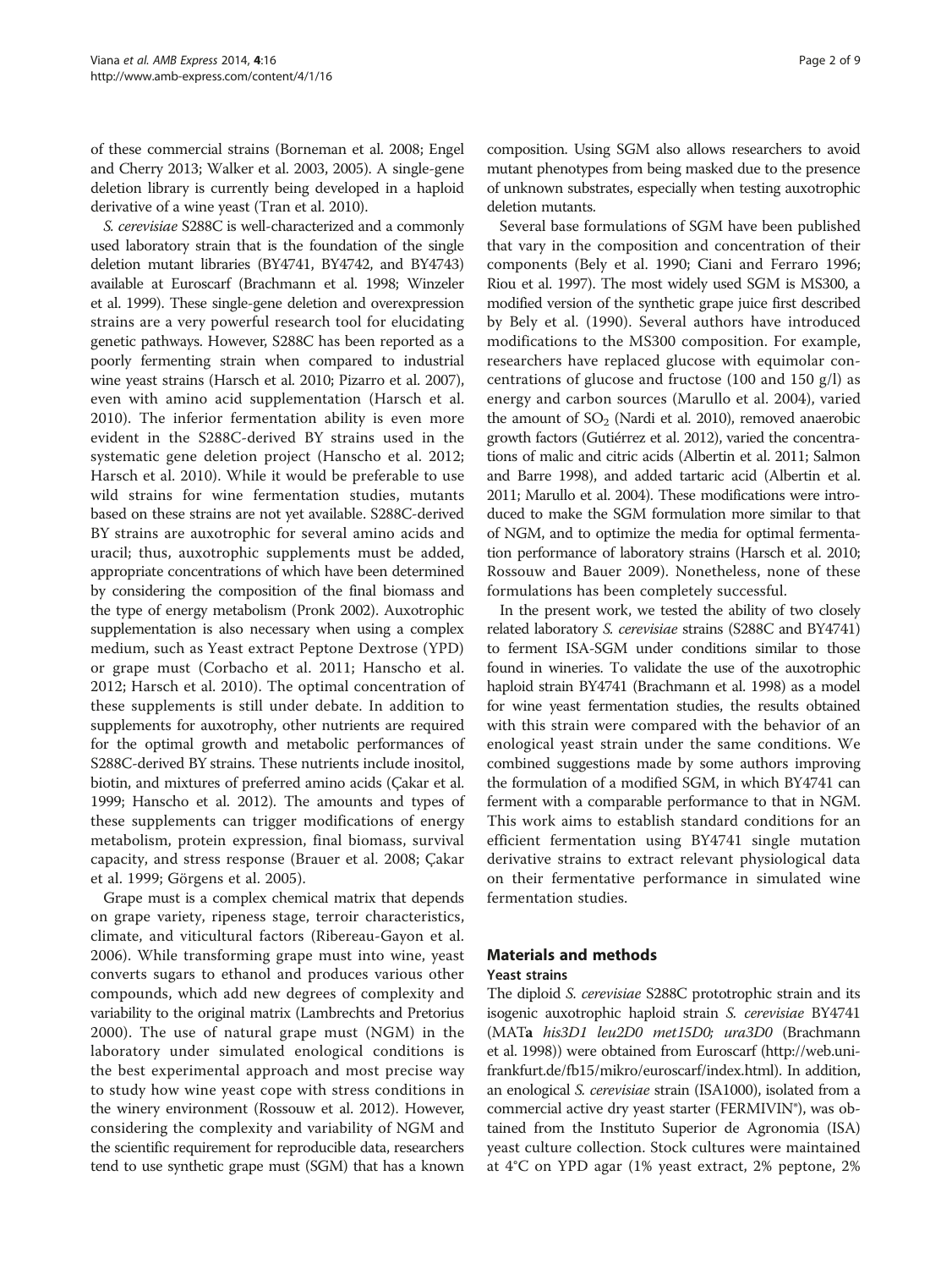of these commercial strains (Borneman et al. 2008; Engel and Cherry 2013; Walker et al. 2003, 2005). A single-gene deletion library is currently being developed in a haploid derivative of a wine yeast (Tran et al. 2010).

*S. cerevisiae* S288C is well-characterized and a commonly used laboratory strain that is the foundation of the single deletion mutant libraries (BY4741, BY4742, and BY4743) available at Euroscarf (Brachmann et al. 1998; Winzeler et al. 1999). These single-gene deletion and overexpression strains are a very powerful research tool for elucidating genetic pathways. However, S288C has been reported as a poorly fermenting strain when compared to industrial wine yeast strains (Harsch et al. 2010; Pizarro et al. 2007), even with amino acid supplementation (Harsch et al. 2010). The inferior fermentation ability is even more evident in the S288C-derived BY strains used in the systematic gene deletion project (Hanscho et al. 2012; Harsch et al. 2010). While it would be preferable to use wild strains for wine fermentation studies, mutants based on these strains are not yet available. S288C-derived BY strains are auxotrophic for several amino acids and uracil; thus, auxotrophic supplements must be added, appropriate concentrations of which have been determined by considering the composition of the final biomass and the type of energy metabolism (Pronk 2002). Auxotrophic supplementation is also necessary when using a complex medium, such as Yeast extract Peptone Dextrose (YPD) or grape must (Corbacho et al. 2011; Hanscho et al. 2012; Harsch et al. 2010). The optimal concentration of these supplements is still under debate. In addition to supplements for auxotrophy, other nutrients are required for the optimal growth and metabolic performances of S288C-derived BY strains. These nutrients include inositol, biotin, and mixtures of preferred amino acids (Çakar et al. 1999; Hanscho et al. 2012). The amounts and types of these supplements can trigger modifications of energy metabolism, protein expression, final biomass, survival capacity, and stress response (Brauer et al. 2008; Çakar et al. 1999; Görgens et al. 2005).

Grape must is a complex chemical matrix that depends on grape variety, ripeness stage, terroir characteristics, climate, and viticultural factors (Ribereau-Gayon et al. 2006). While transforming grape must into wine, yeast converts sugars to ethanol and produces various other compounds, which add new degrees of complexity and variability to the original matrix (Lambrechts and Pretorius 2000). The use of natural grape must (NGM) in the laboratory under simulated enological conditions is the best experimental approach and most precise way to study how wine yeast cope with stress conditions in the winery environment (Rossouw et al. 2012). However, considering the complexity and variability of NGM and the scientific requirement for reproducible data, researchers tend to use synthetic grape must (SGM) that has a known composition. Using SGM also allows researchers to avoid mutant phenotypes from being masked due to the presence of unknown substrates, especially when testing auxotrophic deletion mutants.

Several base formulations of SGM have been published that vary in the composition and concentration of their components (Bely et al. 1990; Ciani and Ferraro 1996; Riou et al. 1997). The most widely used SGM is MS300, a modified version of the synthetic grape juice first described by Bely et al. (1990). Several authors have introduced modifications to the MS300 composition. For example, researchers have replaced glucose with equimolar concentrations of glucose and fructose (100 and 150 g/l) as energy and carbon sources (Marullo et al. 2004), varied the amount of $SO_2$ (Nardi et al. 2010), removed anaerobic growth factors (Gutiérrez et al. 2012), varied the concentrations of malic and citric acids (Albertin et al. 2011; Salmon and Barre 1998), and added tartaric acid (Albertin et al. 2011; Marullo et al. 2004). These modifications were introduced to make the SGM formulation more similar to that of NGM, and to optimize the media for optimal fermentation performance of laboratory strains (Harsch et al. 2010; Rossouw and Bauer 2009). Nonetheless, none of these formulations has been completely successful.

In the present work, we tested the ability of two closely related laboratory *S. cerevisiae* strains (S288C and BY4741) to ferment ISA-SGM under conditions similar to those found in wineries. To validate the use of the auxotrophic haploid strain BY4741 (Brachmann et al. 1998) as a model for wine yeast fermentation studies, the results obtained with this strain were compared with the behavior of an enological yeast strain under the same conditions. We combined suggestions made by some authors improving the formulation of a modified SGM, in which BY4741 can ferment with a comparable performance to that in NGM. This work aims to establish standard conditions for an efficient fermentation using BY4741 single mutation derivative strains to extract relevant physiological data on their fermentative performance in simulated wine fermentation studies.

## Materials and methods

### Yeast strains

The diploid *S. cerevisiae* S288C prototrophic strain and its isogenic auxotrophic haploid strain *S. cerevisiae* BY4741 (MAT**a** *his3D1 leu2D0 met15D0; ura3D0* (Brachmann et al. 1998)) were obtained from Euroscarf (http://web.uni-frankfurt.de/fb15/mikro/euroscarf/index.html). In addition, an enological *S. cerevisiae* strain (ISA1000), isolated from a commercial active dry yeast starter (FERMIVIN®), was obtained from the Instituto Superior de Agronomia (ISA) yeast culture collection. Stock cultures were maintained at 4°C on YPD agar (1% yeast extract, 2% peptone, 2%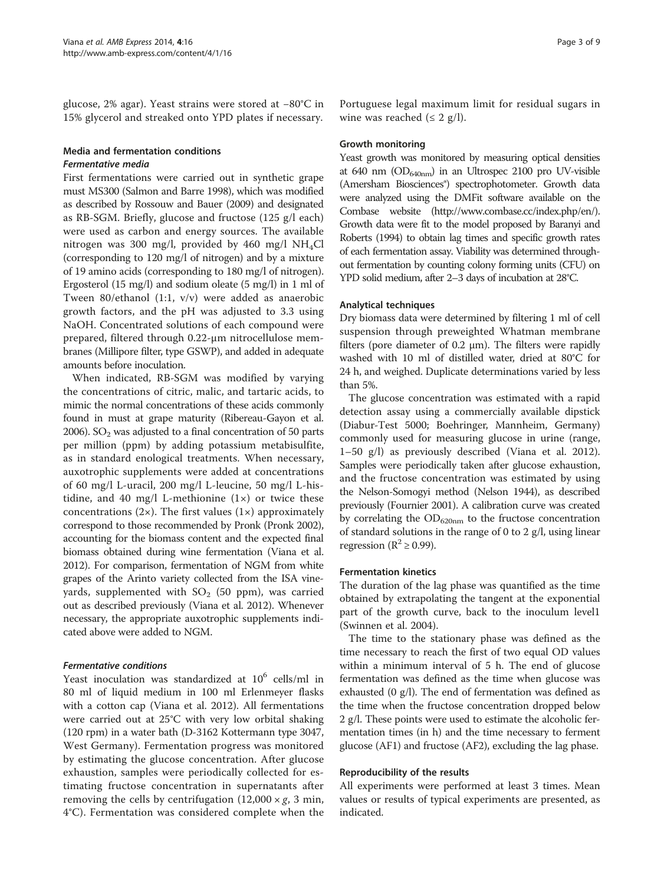glucose, 2% agar). Yeast strains were stored at −80°C in 15% glycerol and streaked onto YPD plates if necessary.

## Media and fermentation conditions

### *Fermentative media*

First fermentations were carried out in synthetic grape must MS300 (Salmon and Barre 1998), which was modified as described by Rossouw and Bauer (2009) and designated as RB-SGM. Briefly, glucose and fructose (125 g/l each) were used as carbon and energy sources. The available nitrogen was 300 mg/l, provided by 460 mg/l $NH_4Cl$ (corresponding to 120 mg/l of nitrogen) and by a mixture of 19 amino acids (corresponding to 180 mg/l of nitrogen). Ergosterol (15 mg/l) and sodium oleate (5 mg/l) in 1 ml of Tween 80/ethanol (1:1, v/v) were added as anaerobic growth factors, and the pH was adjusted to 3.3 using NaOH. Concentrated solutions of each compound were prepared, filtered through 0.22-μm nitrocellulose membranes (Millipore filter, type GSWP), and added in adequate amounts before inoculation.

When indicated, RB-SGM was modified by varying the concentrations of citric, malic, and tartaric acids, to mimic the normal concentrations of these acids commonly found in must at grape maturity (Ribereau-Gayon et al. 2006). $SO_2$ was adjusted to a final concentration of 50 parts per million (ppm) by adding potassium metabisulfite, as in standard enological treatments. When necessary, auxotrophic supplements were added at concentrations of 60 mg/l L-uracil, 200 mg/l L-leucine, 50 mg/l L-histidine, and 40 mg/l L-methionine (1×) or twice these concentrations (2×). The first values (1×) approximately correspond to those recommended by Pronk (Pronk 2002), accounting for the biomass content and the expected final biomass obtained during wine fermentation (Viana et al. 2012). For comparison, fermentation of NGM from white grapes of the Arinto variety collected from the ISA vineyards, supplemented with $SO_2$ (50 ppm), was carried out as described previously (Viana et al. 2012). Whenever necessary, the appropriate auxotrophic supplements indicated above were added to NGM.

### *Fermentative conditions*

Yeast inoculation was standardized at $10^6$ cells/ml in 80 ml of liquid medium in 100 ml Erlenmeyer flasks with a cotton cap (Viana et al. 2012). All fermentations were carried out at 25°C with very low orbital shaking (120 rpm) in a water bath (D-3162 Kottermann type 3047, West Germany). Fermentation progress was monitored by estimating the glucose concentration. After glucose exhaustion, samples were periodically collected for estimating fructose concentration in supernatants after removing the cells by centrifugation (12,000 × *g*, 3 min, 4°C). Fermentation was considered complete when the Portuguese legal maximum limit for residual sugars in wine was reached (≤ 2 g/l).

## Growth monitoring

Yeast growth was monitored by measuring optical densities at 640 nm ($OD_{640nm}$) in an Ultrospec 2100 pro UV-visible (Amersham Biosciences®) spectrophotometer. Growth data were analyzed using the DMFit software available on the Combase website (http://www.combase.cc/index.php/en/). Growth data were fit to the model proposed by Baranyi and Roberts (1994) to obtain lag times and specific growth rates of each fermentation assay. Viability was determined throughout fermentation by counting colony forming units (CFU) on YPD solid medium, after 2–3 days of incubation at 28°C.

## Analytical techniques

Dry biomass data were determined by filtering 1 ml of cell suspension through preweighted Whatman membrane filters (pore diameter of 0.2 μm). The filters were rapidly washed with 10 ml of distilled water, dried at 80°C for 24 h, and weighed. Duplicate determinations varied by less than 5%.

The glucose concentration was estimated with a rapid detection assay using a commercially available dipstick (Diabur-Test 5000; Boehringer, Mannheim, Germany) commonly used for measuring glucose in urine (range, 1–50 g/l) as previously described (Viana et al. 2012). Samples were periodically taken after glucose exhaustion, and the fructose concentration was estimated by using the Nelson-Somogyi method (Nelson 1944), as described previously (Fournier 2001). A calibration curve was created by correlating the $OD_{620nm}$ to the fructose concentration of standard solutions in the range of 0 to 2 g/l, using linear regression ($R^2 \geq 0.99$).

## Fermentation kinetics

The duration of the lag phase was quantified as the time obtained by extrapolating the tangent at the exponential part of the growth curve, back to the inoculum level1 (Swinnen et al. 2004).

The time to the stationary phase was defined as the time necessary to reach the first of two equal OD values within a minimum interval of 5 h. The end of glucose fermentation was defined as the time when glucose was exhausted (0 g/l). The end of fermentation was defined as the time when the fructose concentration dropped below 2 g/l. These points were used to estimate the alcoholic fermentation times (in h) and the time necessary to ferment glucose (AF1) and fructose (AF2), excluding the lag phase.

## Reproducibility of the results

All experiments were performed at least 3 times. Mean values or results of typical experiments are presented, as indicated.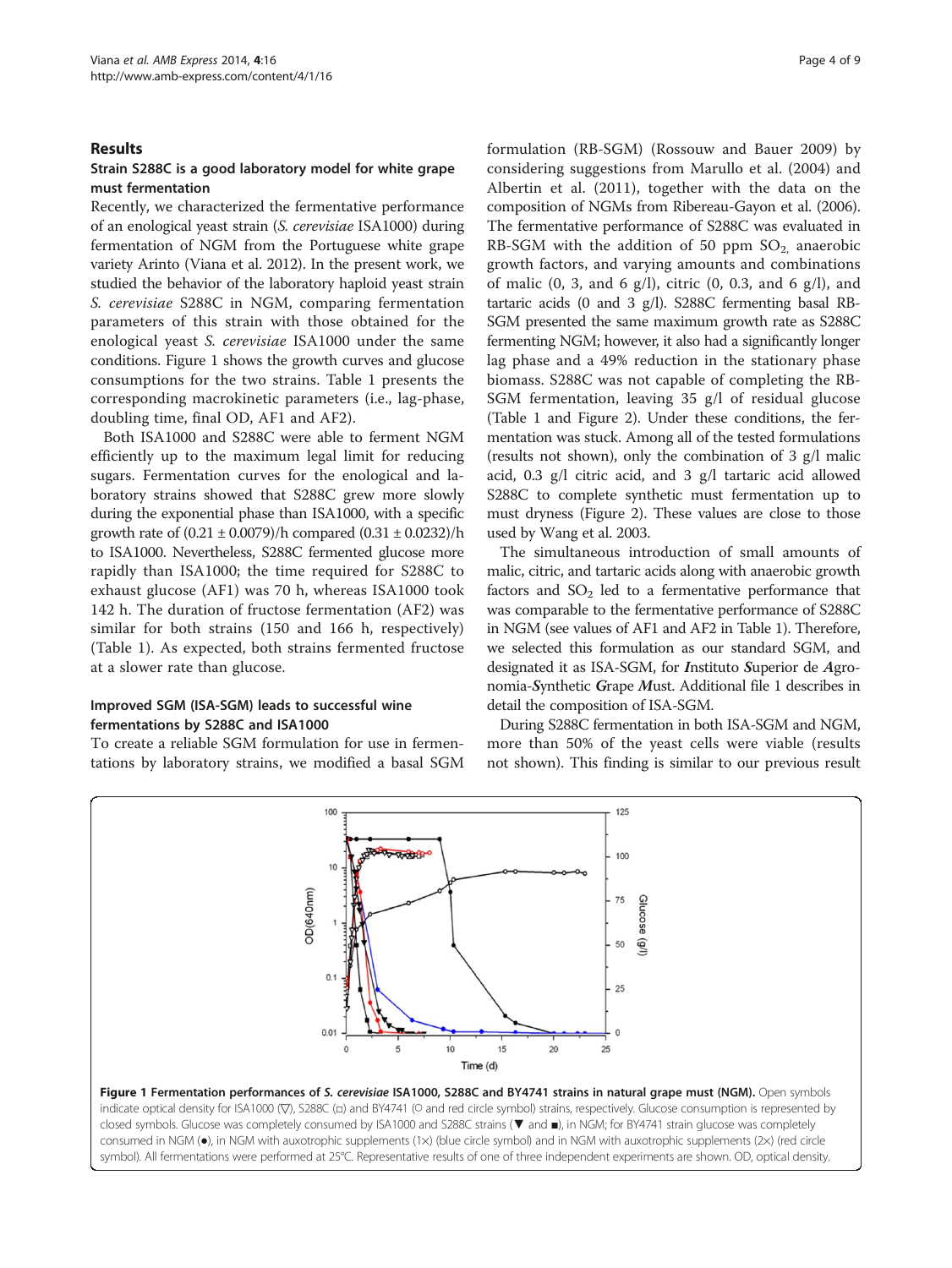## Results

### Strain S288C is a good laboratory model for white grape must fermentation

Recently, we characterized the fermentative performance of an enological yeast strain (*S. cerevisiae* ISA1000) during fermentation of NGM from the Portuguese white grape variety Arinto (Viana et al. 2012). In the present work, we studied the behavior of the laboratory haploid yeast strain *S. cerevisiae* S288C in NGM, comparing fermentation parameters of this strain with those obtained for the enological yeast *S. cerevisiae* ISA1000 under the same conditions. Figure 1 shows the growth curves and glucose consumptions for the two strains. Table 1 presents the corresponding macrokinetic parameters (i.e., lag-phase, doubling time, final OD, AF1 and AF2).

Both ISA1000 and S288C were able to ferment NGM efficiently up to the maximum legal limit for reducing sugars. Fermentation curves for the enological and laboratory strains showed that S288C grew more slowly during the exponential phase than ISA1000, with a specific growth rate of (0.21 ± 0.0079)/h compared (0.31 ± 0.0232)/h to ISA1000. Nevertheless, S288C fermented glucose more rapidly than ISA1000; the time required for S288C to exhaust glucose (AF1) was 70 h, whereas ISA1000 took 142 h. The duration of fructose fermentation (AF2) was similar for both strains (150 and 166 h, respectively) (Table 1). As expected, both strains fermented fructose at a slower rate than glucose.

### Improved SGM (ISA-SGM) leads to successful wine fermentations by S288C and ISA1000

To create a reliable SGM formulation for use in fermentations by laboratory strains, we modified a basal SGM formulation (RB-SGM) (Rossouw and Bauer 2009) by considering suggestions from Marullo et al. (2004) and Albertin et al. (2011), together with the data on the composition of NGMs from Ribereau-Gayon et al. (2006). The fermentative performance of S288C was evaluated in RB-SGM with the addition of 50 ppm $SO_2$, anaerobic growth factors, and varying amounts and combinations of malic (0, 3, and 6 g/l), citric (0, 0.3, and 6 g/l), and tartaric acids (0 and 3 g/l). S288C fermenting basal RB-SGM presented the same maximum growth rate as S288C fermenting NGM; however, it also had a significantly longer lag phase and a 49% reduction in the stationary phase biomass. S288C was not capable of completing the RB-SGM fermentation, leaving 35 g/l of residual glucose (Table 1 and Figure 2). Under these conditions, the fermentation was stuck. Among all of the tested formulations (results not shown), only the combination of 3 g/l malic acid, 0.3 g/l citric acid, and 3 g/l tartaric acid allowed S288C to complete synthetic must fermentation up to must dryness (Figure 2). These values are close to those used by Wang et al. 2003.

The simultaneous introduction of small amounts of malic, citric, and tartaric acids along with anaerobic growth factors and $SO_2$ led to a fermentative performance that was comparable to the fermentative performance of S288C in NGM (see values of AF1 and AF2 in Table 1). Therefore, we selected this formulation as our standard SGM, and designated it as ISA-SGM, for ***I****nstituto* ***S****uperior de* ***A****gronomia*-***S****ynthetic* ***G****rape* ***M****ust*. Additional file 1 describes in detail the composition of ISA-SGM.

During S288C fermentation in both ISA-SGM and NGM, more than 50% of the yeast cells were viable (results not shown). This finding is similar to our previous result

OD(640nm)
Glucose (g/l)
Time (d)
100
10
1
0.1
0.01
125
100
75
50
25
0
0
5
10
15
20
25

**Figure 1 Fermentation performances of *S. cerevisiae* ISA1000, S288C and BY4741 strains in natural grape must (NGM).** Open symbols indicate optical density for ISA1000 (▽), S288C (□) and BY4741 (○ and red circle symbol) strains, respectively. Glucose consumption is represented by closed symbols. Glucose was completely consumed by ISA1000 and S288C strains (▼ and ■), in NGM; for BY4741 strain glucose was completely consumed in NGM (●), in NGM with auxotrophic supplements (1×) (blue circle symbol) and in NGM with auxotrophic supplements (2×) (red circle symbol). All fermentations were performed at 25°C. Representative results of one of three independent experiments are shown. OD, optical density.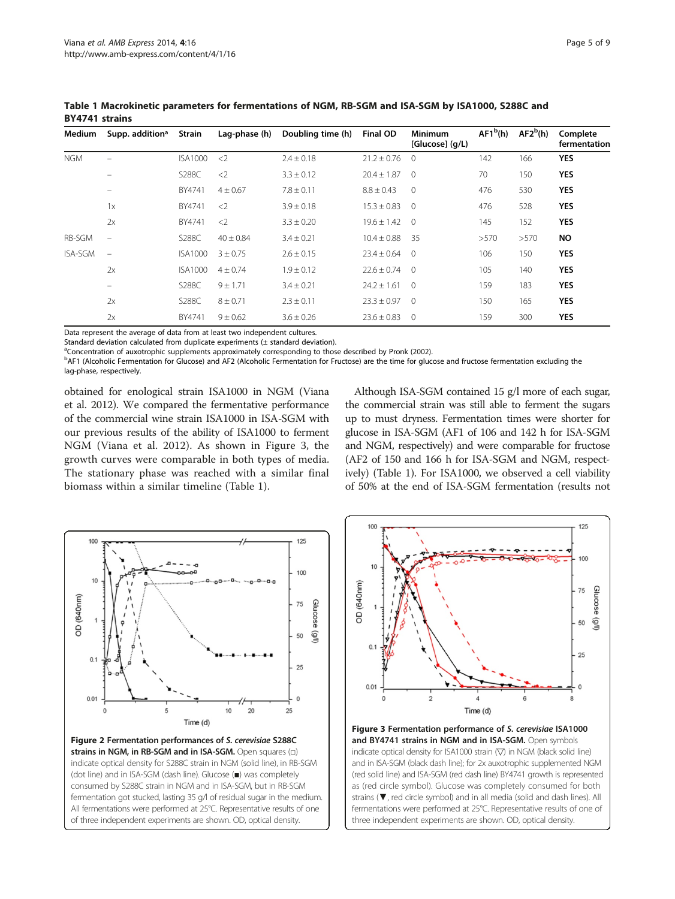**Table 1 Macrokinetic parameters for fermentations of NGM, RB-SGM and ISA-SGM by ISA1000, S288C and BY4741 strains**

| Medium | Supp. addition[a] | Strain | Lag-phase (h) | Doubling time (h) | Final OD | Minimum [Glucose] (g/L) | AF1[b](h) | AF2[b](h) | Complete fermentation |
|---|---|---|---|---|---|---|---|---|---|
| NGM | – | ISA1000 | <2 | 2.4 ± 0.18 | 21.2 ± 0.76 | 0 | 142 | 166 | **YES** |
| | – | S288C | <2 | 3.3 ± 0.12 | 20.4 ± 1.87 | 0 | 70 | 150 | **YES** |
| | – | BY4741 | 4 ± 0.67 | 7.8 ± 0.11 | 8.8 ± 0.43 | 0 | 476 | 530 | **YES** |
| | 1x | BY4741 | <2 | 3.9 ± 0.18 | 15.3 ± 0.83 | 0 | 476 | 528 | **YES** |
| | 2x | BY4741 | <2 | 3.3 ± 0.20 | 19.6 ± 1.42 | 0 | 145 | 152 | **YES** |
| RB-SGM | – | S288C | 40 ± 0.84 | 3.4 ± 0.21 | 10.4 ± 0.88 | 35 | >570 | >570 | **NO** |
| ISA-SGM | – | ISA1000 | 3 ± 0.75 | 2.6 ± 0.15 | 23.4 ± 0.64 | 0 | 106 | 150 | **YES** |
| | 2x | ISA1000 | 4 ± 0.74 | 1.9 ± 0.12 | 22.6 ± 0.74 | 0 | 105 | 140 | **YES** |
| | – | S288C | 9 ± 1.71 | 3.4 ± 0.21 | 24.2 ± 1.61 | 0 | 159 | 183 | **YES** |
| | 2x | S288C | 8 ± 0.71 | 2.3 ± 0.11 | 23.3 ± 0.97 | 0 | 150 | 165 | **YES** |
| | 2x | BY4741 | 9 ± 0.62 | 3.6 ± 0.26 | 23.6 ± 0.83 | 0 | 159 | 300 | **YES** |

Data represent the average of data from at least two independent cultures.
Standard deviation calculated from duplicate experiments (± standard deviation).
[a]Concentration of auxotrophic supplements approximately corresponding to those described by Pronk (2002).
[b]AF1 (Alcoholic Fermentation for Glucose) and AF2 (Alcoholic Fermentation for Fructose) are the time for glucose and fructose fermentation excluding the lag-phase, respectively.

obtained for enological strain ISA1000 in NGM (Viana et al. 2012). We compared the fermentative performance of the commercial wine strain ISA1000 in ISA-SGM with our previous results of the ability of ISA1000 to ferment NGM (Viana et al. 2012). As shown in Figure 3, the growth curves were comparable in both types of media. The stationary phase was reached with a similar final biomass within a similar timeline (Table 1).

Although ISA-SGM contained 15 g/l more of each sugar, the commercial strain was still able to ferment the sugars up to must dryness. Fermentation times were shorter for glucose in ISA-SGM (AF1 of 106 and 142 h for ISA-SGM and NGM, respectively) and were comparable for fructose (AF2 of 150 and 166 h for ISA-SGM and NGM, respectively) (Table 1). For ISA1000, we observed a cell viability of 50% at the end of ISA-SGM fermentation (results not

100
10
1
0.1
0.01
OD (640nm)
125
100
75
50
25
0
Glucose (g/l)
0
5
10
20
25
Time (d)

**Figure 2 Fermentation performances of *S. cerevisiae* S288C strains in NGM, in RB-SGM and in ISA-SGM.** Open squares (□) indicate optical density for S288C strain in NGM (solid line), in RB-SGM (dot line) and in ISA-SGM (dash line). Glucose (■) was completely consumed by S288C strain in NGM and in ISA-SGM, but in RB-SGM fermentation got stucked, lasting 35 g/l of residual sugar in the medium. All fermentations were performed at 25°C. Representative results of one of three independent experiments are shown. OD, optical density.

100
10
1
0.1
0.01
OD (640nm)
125
100
75
50
25
0
Glucose (g/l)
0
2
4
6
8
Time (d)

**Figure 3 Fermentation performance of *S. cerevisiae* ISA1000 and BY4741 strains in NGM and in ISA-SGM.** Open symbols indicate optical density for ISA1000 strain (∇) in NGM (black solid line) and in ISA-SGM (black dash line); for 2x auxotrophic supplemented NGM (red solid line) and ISA-SGM (red dash line) BY4741 growth is represented as (red circle symbol). Glucose was completely consumed for both strains (▼, red circle symbol) and in all media (solid and dash lines). All fermentations were performed at 25°C. Representative results of one of three independent experiments are shown. OD, optical density.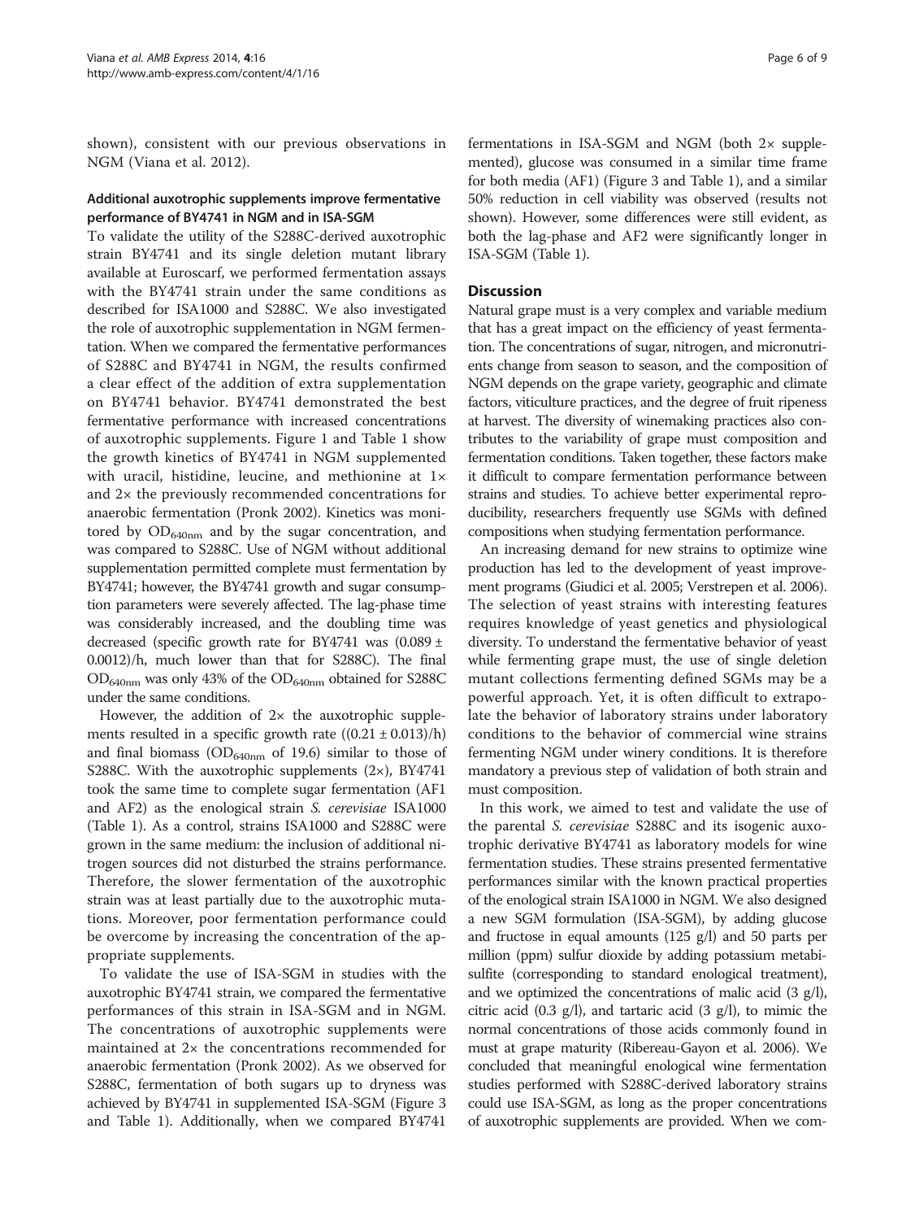shown), consistent with our previous observations in NGM (Viana et al. 2012).

### Additional auxotrophic supplements improve fermentative performance of BY4741 in NGM and in ISA-SGM

To validate the utility of the S288C-derived auxotrophic strain BY4741 and its single deletion mutant library available at Euroscarf, we performed fermentation assays with the BY4741 strain under the same conditions as described for ISA1000 and S288C. We also investigated the role of auxotrophic supplementation in NGM fermentation. When we compared the fermentative performances of S288C and BY4741 in NGM, the results confirmed a clear effect of the addition of extra supplementation on BY4741 behavior. BY4741 demonstrated the best fermentative performance with increased concentrations of auxotrophic supplements. Figure 1 and Table 1 show the growth kinetics of BY4741 in NGM supplemented with uracil, histidine, leucine, and methionine at 1× and 2× the previously recommended concentrations for anaerobic fermentation (Pronk 2002). Kinetics was monitored by $OD_{640nm}$ and by the sugar concentration, and was compared to S288C. Use of NGM without additional supplementation permitted complete must fermentation by BY4741; however, the BY4741 growth and sugar consumption parameters were severely affected. The lag-phase time was considerably increased, and the doubling time was decreased (specific growth rate for BY4741 was $(0.089 \pm 0.0012)$/h, much lower than that for S288C). The final $OD_{640nm}$ was only 43% of the $OD_{640nm}$ obtained for S288C under the same conditions.

However, the addition of 2× the auxotrophic supplements resulted in a specific growth rate $((0.21 \pm 0.013)$/h) and final biomass ($OD_{640nm}$ of 19.6) similar to those of S288C. With the auxotrophic supplements (2×), BY4741 took the same time to complete sugar fermentation (AF1 and AF2) as the enological strain *S. cerevisiae* ISA1000 (Table 1). As a control, strains ISA1000 and S288C were grown in the same medium: the inclusion of additional nitrogen sources did not disturbed the strains performance. Therefore, the slower fermentation of the auxotrophic strain was at least partially due to the auxotrophic mutations. Moreover, poor fermentation performance could be overcome by increasing the concentration of the appropriate supplements.

To validate the use of ISA-SGM in studies with the auxotrophic BY4741 strain, we compared the fermentative performances of this strain in ISA-SGM and in NGM. The concentrations of auxotrophic supplements were maintained at 2× the concentrations recommended for anaerobic fermentation (Pronk 2002). As we observed for S288C, fermentation of both sugars up to dryness was achieved by BY4741 in supplemented ISA-SGM (Figure 3 and Table 1). Additionally, when we compared BY4741 fermentations in ISA-SGM and NGM (both 2× supplemented), glucose was consumed in a similar time frame for both media (AF1) (Figure 3 and Table 1), and a similar 50% reduction in cell viability was observed (results not shown). However, some differences were still evident, as both the lag-phase and AF2 were significantly longer in ISA-SGM (Table 1).

## Discussion

Natural grape must is a very complex and variable medium that has a great impact on the efficiency of yeast fermentation. The concentrations of sugar, nitrogen, and micronutrients change from season to season, and the composition of NGM depends on the grape variety, geographic and climate factors, viticulture practices, and the degree of fruit ripeness at harvest. The diversity of winemaking practices also contributes to the variability of grape must composition and fermentation conditions. Taken together, these factors make it difficult to compare fermentation performance between strains and studies. To achieve better experimental reproducibility, researchers frequently use SGMs with defined compositions when studying fermentation performance.

An increasing demand for new strains to optimize wine production has led to the development of yeast improvement programs (Giudici et al. 2005; Verstrepen et al. 2006). The selection of yeast strains with interesting features requires knowledge of yeast genetics and physiological diversity. To understand the fermentative behavior of yeast while fermenting grape must, the use of single deletion mutant collections fermenting defined SGMs may be a powerful approach. Yet, it is often difficult to extrapolate the behavior of laboratory strains under laboratory conditions to the behavior of commercial wine strains fermenting NGM under winery conditions. It is therefore mandatory a previous step of validation of both strain and must composition.

In this work, we aimed to test and validate the use of the parental *S. cerevisiae* S288C and its isogenic auxotrophic derivative BY4741 as laboratory models for wine fermentation studies. These strains presented fermentative performances similar with the known practical properties of the enological strain ISA1000 in NGM. We also designed a new SGM formulation (ISA-SGM), by adding glucose and fructose in equal amounts (125 g/l) and 50 parts per million (ppm) sulfur dioxide by adding potassium metabisulfite (corresponding to standard enological treatment), and we optimized the concentrations of malic acid (3 g/l), citric acid (0.3 g/l), and tartaric acid (3 g/l), to mimic the normal concentrations of those acids commonly found in must at grape maturity (Ribereau-Gayon et al. 2006). We concluded that meaningful enological wine fermentation studies performed with S288C-derived laboratory strains could use ISA-SGM, as long as the proper concentrations of auxotrophic supplements are provided. When we com-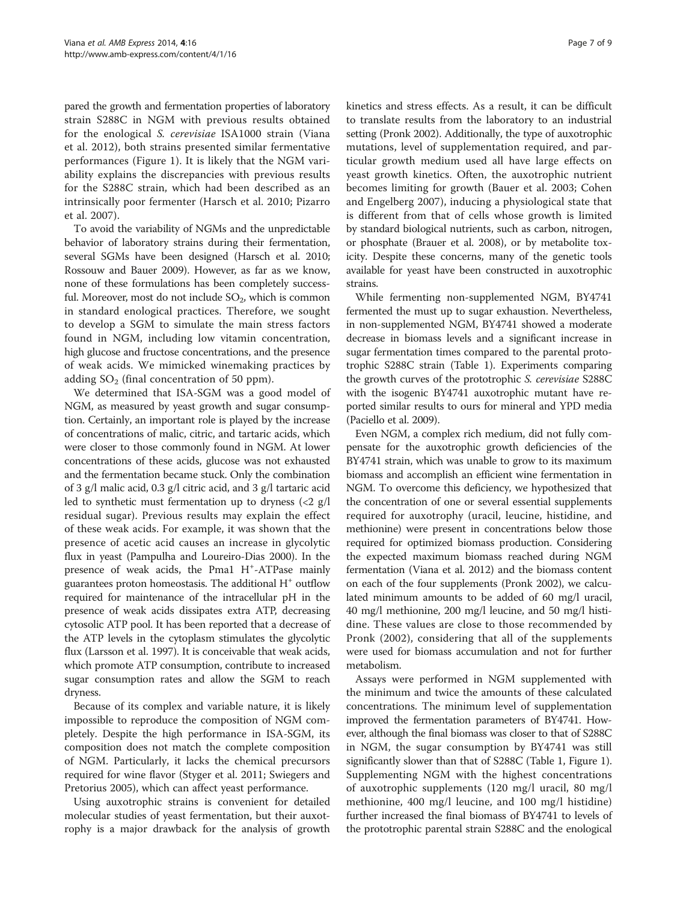pared the growth and fermentation properties of laboratory strain S288C in NGM with previous results obtained for the enological *S. cerevisiae* ISA1000 strain (Viana et al. 2012), both strains presented similar fermentative performances (Figure 1). It is likely that the NGM variability explains the discrepancies with previous results for the S288C strain, which had been described as an intrinsically poor fermenter (Harsch et al. 2010; Pizarro et al. 2007).

To avoid the variability of NGMs and the unpredictable behavior of laboratory strains during their fermentation, several SGMs have been designed (Harsch et al. 2010; Rossouw and Bauer 2009). However, as far as we know, none of these formulations has been completely successful. Moreover, most do not include $SO_2$, which is common in standard enological practices. Therefore, we sought to develop a SGM to simulate the main stress factors found in NGM, including low vitamin concentration, high glucose and fructose concentrations, and the presence of weak acids. We mimicked winemaking practices by adding $SO_2$ (final concentration of 50 ppm).

We determined that ISA-SGM was a good model of NGM, as measured by yeast growth and sugar consumption. Certainly, an important role is played by the increase of concentrations of malic, citric, and tartaric acids, which were closer to those commonly found in NGM. At lower concentrations of these acids, glucose was not exhausted and the fermentation became stuck. Only the combination of 3 g/l malic acid, 0.3 g/l citric acid, and 3 g/l tartaric acid led to synthetic must fermentation up to dryness (<2 g/l residual sugar). Previous results may explain the effect of these weak acids. For example, it was shown that the presence of acetic acid causes an increase in glycolytic flux in yeast (Pampulha and Loureiro-Dias 2000). In the presence of weak acids, the Pma1 $H^+$-ATPase mainly guarantees proton homeostasis. The additional $H^+$ outflow required for maintenance of the intracellular pH in the presence of weak acids dissipates extra ATP, decreasing cytosolic ATP pool. It has been reported that a decrease of the ATP levels in the cytoplasm stimulates the glycolytic flux (Larsson et al. 1997). It is conceivable that weak acids, which promote ATP consumption, contribute to increased sugar consumption rates and allow the SGM to reach dryness.

Because of its complex and variable nature, it is likely impossible to reproduce the composition of NGM completely. Despite the high performance in ISA-SGM, its composition does not match the complete composition of NGM. Particularly, it lacks the chemical precursors required for wine flavor (Styger et al. 2011; Swiegers and Pretorius 2005), which can affect yeast performance.

Using auxotrophic strains is convenient for detailed molecular studies of yeast fermentation, but their auxotrophy is a major drawback for the analysis of growth kinetics and stress effects. As a result, it can be difficult to translate results from the laboratory to an industrial setting (Pronk 2002). Additionally, the type of auxotrophic mutations, level of supplementation required, and particular growth medium used all have large effects on yeast growth kinetics. Often, the auxotrophic nutrient becomes limiting for growth (Bauer et al. 2003; Cohen and Engelberg 2007), inducing a physiological state that is different from that of cells whose growth is limited by standard biological nutrients, such as carbon, nitrogen, or phosphate (Brauer et al. 2008), or by metabolite toxicity. Despite these concerns, many of the genetic tools available for yeast have been constructed in auxotrophic strains.

While fermenting non-supplemented NGM, BY4741 fermented the must up to sugar exhaustion. Nevertheless, in non-supplemented NGM, BY4741 showed a moderate decrease in biomass levels and a significant increase in sugar fermentation times compared to the parental prototrophic S288C strain (Table 1). Experiments comparing the growth curves of the prototrophic *S. cerevisiae* S288C with the isogenic BY4741 auxotrophic mutant have reported similar results to ours for mineral and YPD media (Paciello et al. 2009).

Even NGM, a complex rich medium, did not fully compensate for the auxotrophic growth deficiencies of the BY4741 strain, which was unable to grow to its maximum biomass and accomplish an efficient wine fermentation in NGM. To overcome this deficiency, we hypothesized that the concentration of one or several essential supplements required for auxotrophy (uracil, leucine, histidine, and methionine) were present in concentrations below those required for optimized biomass production. Considering the expected maximum biomass reached during NGM fermentation (Viana et al. 2012) and the biomass content on each of the four supplements (Pronk 2002), we calculated minimum amounts to be added of 60 mg/l uracil, 40 mg/l methionine, 200 mg/l leucine, and 50 mg/l histidine. These values are close to those recommended by Pronk (2002), considering that all of the supplements were used for biomass accumulation and not for further metabolism.

Assays were performed in NGM supplemented with the minimum and twice the amounts of these calculated concentrations. The minimum level of supplementation improved the fermentation parameters of BY4741. However, although the final biomass was closer to that of S288C in NGM, the sugar consumption by BY4741 was still significantly slower than that of S288C (Table 1, Figure 1). Supplementing NGM with the highest concentrations of auxotrophic supplements (120 mg/l uracil, 80 mg/l methionine, 400 mg/l leucine, and 100 mg/l histidine) further increased the final biomass of BY4741 to levels of the prototrophic parental strain S288C and the enological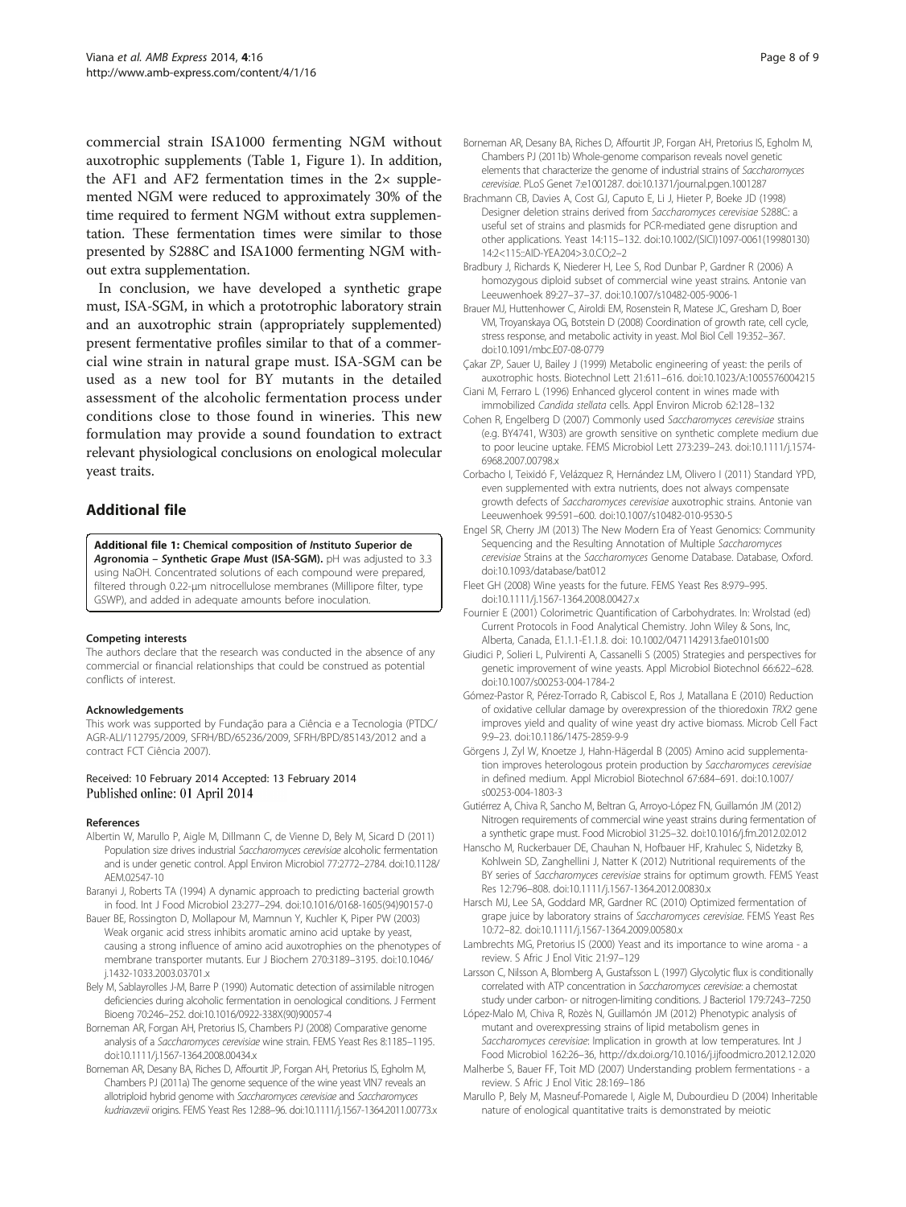commercial strain ISA1000 fermenting NGM without auxotrophic supplements (Table 1, Figure 1). In addition, the AF1 and AF2 fermentation times in the 2× supplemented NGM were reduced to approximately 30% of the time required to ferment NGM without extra supplementation. These fermentation times were similar to those presented by S288C and ISA1000 fermenting NGM without extra supplementation.

In conclusion, we have developed a synthetic grape must, ISA-SGM, in which a prototrophic laboratory strain and an auxotrophic strain (appropriately supplemented) present fermentative profiles similar to that of a commercial wine strain in natural grape must. ISA-SGM can be used as a new tool for BY mutants in the detailed assessment of the alcoholic fermentation process under conditions close to those found in wineries. This new formulation may provide a sound foundation to extract relevant physiological conclusions on enological molecular yeast traits.

## Additional file

**Additional file 1: Chemical composition of *I*nstituto *S*uperior de *A*gronomia – *S*ynthetic *G*rape *M*ust (ISA-SGM).** pH was adjusted to 3.3 using NaOH. Concentrated solutions of each compound were prepared, filtered through 0.22-μm nitrocellulose membranes (Millipore filter, type GSWP), and added in adequate amounts before inoculation.

#### Competing interests

The authors declare that the research was conducted in the absence of any commercial or financial relationships that could be construed as potential conflicts of interest.

#### Acknowledgements

This work was supported by Fundação para a Ciência e a Tecnologia (PTDC/AGR-ALI/112795/2009, SFRH/BD/65236/2009, SFRH/BPD/85143/2012 and a contract FCT Ciência 2007).

Received: 10 February 2014 Accepted: 13 February 2014
Published online: 01 April 2014

#### References

Albertin W, Marullo P, Aigle M, Dillmann C, de Vienne D, Bely M, Sicard D (2011) Population size drives industrial *Saccharomyces cerevisiae* alcoholic fermentation and is under genetic control. Appl Environ Microbiol 77:2772–2784. doi:10.1128/AEM.02547-10

Baranyi J, Roberts TA (1994) A dynamic approach to predicting bacterial growth in food. Int J Food Microbiol 23:277–294. doi:10.1016/0168-1605(94)90157-0

Bauer BE, Rossington D, Mollapour M, Mamnun Y, Kuchler K, Piper PW (2003) Weak organic acid stress inhibits aromatic amino acid uptake by yeast, causing a strong influence of amino acid auxotrophies on the phenotypes of membrane transporter mutants. Eur J Biochem 270:3189–3195. doi:10.1046/j.1432-1033.2003.03701.x

Bely M, Sablayrolles J-M, Barre P (1990) Automatic detection of assimilable nitrogen deficiencies during alcoholic fermentation in oenological conditions. J Ferment Bioeng 70:246–252. doi:10.1016/0922-338X(90)90057-4

Borneman AR, Forgan AH, Pretorius IS, Chambers PJ (2008) Comparative genome analysis of a *Saccharomyces cerevisiae* wine strain. FEMS Yeast Res 8:1185–1195. doi:10.1111/j.1567-1364.2008.00434.x

Borneman AR, Desany BA, Riches D, Affourtit JP, Forgan AH, Pretorius IS, Egholm M, Chambers PJ (2011a) The genome sequence of the wine yeast VIN7 reveals an allotriploid hybrid genome with *Saccharomyces cerevisiae* and *Saccharomyces kudriavzevii* origins. FEMS Yeast Res 12:88–96. doi:10.1111/j.1567-1364.2011.00773.x

Borneman AR, Desany BA, Riches D, Affourtit JP, Forgan AH, Pretorius IS, Egholm M, Chambers PJ (2011b) Whole-genome comparison reveals novel genetic elements that characterize the genome of industrial strains of *Saccharomyces cerevisiae*. PLoS Genet 7:e1001287. doi:10.1371/journal.pgen.1001287

Brachmann CB, Davies A, Cost GJ, Caputo E, Li J, Hieter P, Boeke JD (1998) Designer deletion strains derived from *Saccharomyces cerevisiae* S288C: a useful set of strains and plasmids for PCR-mediated gene disruption and other applications. Yeast 14:115–132. doi:10.1002/(SICI)1097-0061(19980130)14:2<115::AID-YEA204>3.0.CO;2–2

Bradbury J, Richards K, Niederer H, Lee S, Rod Dunbar P, Gardner R (2006) A homozygous diploid subset of commercial wine yeast strains. Antonie van Leeuwenhoek 89:27–37. doi:10.1007/s10482-005-9006-1

Brauer MJ, Huttenhower C, Airoldi EM, Rosenstein R, Matese JC, Gresham D, Boer VM, Troyanskaya OG, Botstein D (2008) Coordination of growth rate, cell cycle, stress response, and metabolic activity in yeast. Mol Biol Cell 19:352–367. doi:10.1091/mbc.E07-08-0779

Çakar ZP, Sauer U, Bailey J (1999) Metabolic engineering of yeast: the perils of auxotrophic hosts. Biotechnol Lett 21:611–616. doi:10.1023/A:1005576004215

Ciani M, Ferraro L (1996) Enhanced glycerol content in wines made with immobilized *Candida stellata* cells. Appl Environ Microb 62:128–132

Cohen R, Engelberg D (2007) Commonly used *Saccharomyces cerevisiae* strains (e.g. BY4741, W303) are growth sensitive on synthetic complete medium due to poor leucine uptake. FEMS Microbiol Lett 273:239–243. doi:10.1111/j.1574-6968.2007.00798.x

Corbacho I, Teixidó F, Velázquez R, Hernández LM, Olivero I (2011) Standard YPD, even supplemented with extra nutrients, does not always compensate growth defects of *Saccharomyces cerevisiae* auxotrophic strains. Antonie van Leeuwenhoek 99:591–600. doi:10.1007/s10482-010-9530-5

Engel SR, Cherry JM (2013) The New Modern Era of Yeast Genomics: Community Sequencing and the Resulting Annotation of Multiple *Saccharomyces cerevisiae* Strains at the *Saccharomyces* Genome Database. Database, Oxford. doi:10.1093/database/bat012

Fleet GH (2008) Wine yeasts for the future. FEMS Yeast Res 8:979–995. doi:10.1111/j.1567-1364.2008.00427.x

Fournier E (2001) Colorimetric Quantification of Carbohydrates. In: Wrolstad (ed) Current Protocols in Food Analytical Chemistry. John Wiley & Sons, Inc, Alberta, Canada, E1.1.1-E1.1.8. doi: 10.1002/0471142913.fae0101s00

Giudici P, Solieri L, Pulvirenti A, Cassanelli S (2005) Strategies and perspectives for genetic improvement of wine yeasts. Appl Microbiol Biotechnol 66:622–628. doi:10.1007/s00253-004-1784-2

Gómez-Pastor R, Pérez-Torrado R, Cabiscol E, Ros J, Matallana E (2010) Reduction of oxidative cellular damage by overexpression of the thioredoxin *TRX2* gene improves yield and quality of wine yeast dry active biomass. Microb Cell Fact 9:9–23. doi:10.1186/1475-2859-9-9

Görgens J, Zyl W, Knoetze J, Hahn-Hägerdal B (2005) Amino acid supplementation improves heterologous protein production by *Saccharomyces cerevisiae* in defined medium. Appl Microbiol Biotechnol 67:684–691. doi:10.1007/s00253-004-1803-3

Gutiérrez A, Chiva R, Sancho M, Beltran G, Arroyo-López FN, Guillamón JM (2012) Nitrogen requirements of commercial wine yeast strains during fermentation of a synthetic grape must. Food Microbiol 31:25–32. doi:10.1016/j.fm.2012.02.012

Hanscho M, Ruckerbauer DE, Chauhan N, Hofbauer HF, Krahulec S, Nidetzky B, Kohlwein SD, Zanghellini J, Natter K (2012) Nutritional requirements of the BY series of *Saccharomyces cerevisiae* strains for optimum growth. FEMS Yeast Res 12:796–808. doi:10.1111/j.1567-1364.2012.00830.x

Harsch MJ, Lee SA, Goddard MR, Gardner RC (2010) Optimized fermentation of grape juice by laboratory strains of *Saccharomyces cerevisiae*. FEMS Yeast Res 10:72–82. doi:10.1111/j.1567-1364.2009.00580.x

Lambrechts MG, Pretorius IS (2000) Yeast and its importance to wine aroma - a review. S Afric J Enol Vitic 21:97–129

Larsson C, Nilsson A, Blomberg A, Gustafsson L (1997) Glycolytic flux is conditionally correlated with ATP concentration in *Saccharomyces cerevisiae*: a chemostat study under carbon- or nitrogen-limiting conditions. J Bacteriol 179:7243–7250

López-Malo M, Chiva R, Rozès N, Guillamón JM (2012) Phenotypic analysis of mutant and overexpressing strains of lipid metabolism genes in *Saccharomyces cerevisiae*: Implication in growth at low temperatures. Int J Food Microbiol 162:26–36, http://dx.doi.org/10.1016/j.ijfoodmicro.2012.12.020

Malherbe S, Bauer FF, Toit MD (2007) Understanding problem fermentations - a review. S Afric J Enol Vitic 28:169–186

Marullo P, Bely M, Masneuf-Pomarede I, Aigle M, Dubourdieu D (2004) Inheritable nature of enological quantitative traits is demonstrated by meiotic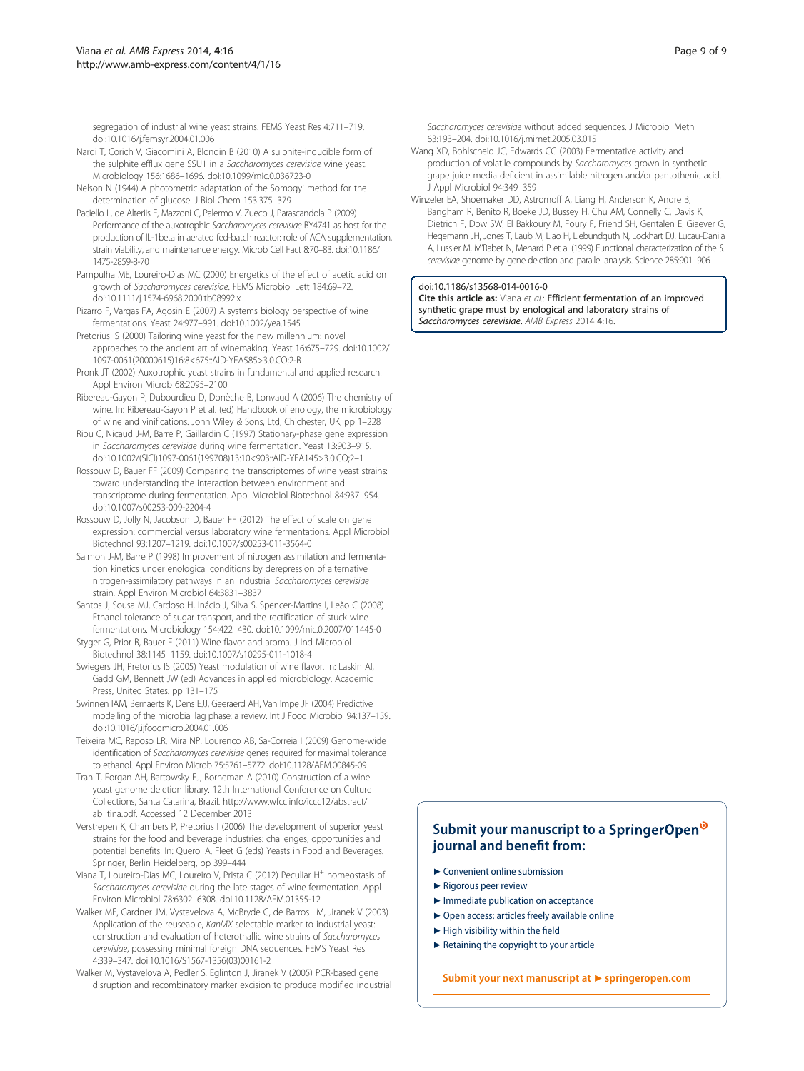segregation of industrial wine yeast strains. FEMS Yeast Res 4:711–719. doi:10.1016/j.femsyr.2004.01.006

Nardi T, Corich V, Giacomini A, Blondin B (2010) A sulphite-inducible form of the sulphite efflux gene SSU1 in a *Saccharomyces cerevisiae* wine yeast. Microbiology 156:1686–1696. doi:10.1099/mic.0.036723-0

Nelson N (1944) A photometric adaptation of the Somogyi method for the determination of glucose. J Biol Chem 153:375–379

Paciello L, de Alteriis E, Mazzoni C, Palermo V, Zueco J, Parascandola P (2009) Performance of the auxotrophic *Saccharomyces cerevisiae* BY4741 as host for the production of IL-1beta in aerated fed-batch reactor: role of ACA supplementation, strain viability, and maintenance energy. Microb Cell Fact 8:70–83. doi:10.1186/1475-2859-8-70

Pampulha ME, Loureiro-Dias MC (2000) Energetics of the effect of acetic acid on growth of *Saccharomyces cerevisiae*. FEMS Microbiol Lett 184:69–72. doi:10.1111/j.1574-6968.2000.tb08992.x

Pizarro F, Vargas FA, Agosin E (2007) A systems biology perspective of wine fermentations. Yeast 24:977–991. doi:10.1002/yea.1545

Pretorius IS (2000) Tailoring wine yeast for the new millennium: novel approaches to the ancient art of winemaking. Yeast 16:675–729. doi:10.1002/1097-0061(20000615)16:8<675::AID-YEA585>3.0.CO;2-B

Pronk JT (2002) Auxotrophic yeast strains in fundamental and applied research. Appl Environ Microb 68:2095–2100

Ribereau-Gayon P, Dubourdieu D, Donèche B, Lonvaud A (2006) The chemistry of wine. In: Ribereau-Gayon P et al. (ed) Handbook of enology, the microbiology of wine and vinifications. John Wiley & Sons, Ltd, Chichester, UK, pp 1–228

Riou C, Nicaud J-M, Barre P, Gaillardin C (1997) Stationary-phase gene expression in *Saccharomyces cerevisiae* during wine fermentation. Yeast 13:903–915. doi:10.1002/(SICI)1097-0061(199708)13:10<903::AID-YEA145>3.0.CO;2–1

Rossouw D, Bauer FF (2009) Comparing the transcriptomes of wine yeast strains: toward understanding the interaction between environment and transcriptome during fermentation. Appl Microbiol Biotechnol 84:937–954. doi:10.1007/s00253-009-2204-4

Rossouw D, Jolly N, Jacobson D, Bauer FF (2012) The effect of scale on gene expression: commercial versus laboratory wine fermentations. Appl Microbiol Biotechnol 93:1207–1219. doi:10.1007/s00253-011-3564-0

Salmon J-M, Barre P (1998) Improvement of nitrogen assimilation and fermentation kinetics under enological conditions by derepression of alternative nitrogen-assimilatory pathways in an industrial *Saccharomyces cerevisiae* strain. Appl Environ Microbiol 64:3831–3837

Santos J, Sousa MJ, Cardoso H, Inácio J, Silva S, Spencer-Martins I, Leão C (2008) Ethanol tolerance of sugar transport, and the rectification of stuck wine fermentations. Microbiology 154:422–430. doi:10.1099/mic.0.2007/011445-0

Styger G, Prior B, Bauer F (2011) Wine flavor and aroma. J Ind Microbiol Biotechnol 38:1145–1159. doi:10.1007/s10295-011-1018-4

Swiegers JH, Pretorius IS (2005) Yeast modulation of wine flavor. In: Laskin AI, Gadd GM, Bennett JW (ed) Advances in applied microbiology. Academic Press, United States. pp 131–175

Swinnen IAM, Bernaerts K, Dens EJJ, Geeraerd AH, Van Impe JF (2004) Predictive modelling of the microbial lag phase: a review. Int J Food Microbiol 94:137–159. doi:10.1016/j.ijfoodmicro.2004.01.006

Teixeira MC, Raposo LR, Mira NP, Lourenco AB, Sa-Correia I (2009) Genome-wide identification of *Saccharomyces cerevisiae* genes required for maximal tolerance to ethanol. Appl Environ Microb 75:5761–5772. doi:10.1128/AEM.00845-09

Tran T, Forgan AH, Bartowsky EJ, Borneman A (2010) Construction of a wine yeast genome deletion library. 12th International Conference on Culture Collections, Santa Catarina, Brazil. http://www.wfcc.info/iccc12/abstract/ab_tina.pdf. Accessed 12 December 2013

Verstrepen K, Chambers P, Pretorius I (2006) The development of superior yeast strains for the food and beverage industries: challenges, opportunities and potential benefits. In: Querol A, Fleet G (eds) Yeasts in Food and Beverages. Springer, Berlin Heidelberg, pp 399–444

Viana T, Loureiro-Dias MC, Loureiro V, Prista C (2012) Peculiar $H^+$ homeostasis of *Saccharomyces cerevisiae* during the late stages of wine fermentation. Appl Environ Microbiol 78:6302–6308. doi:10.1128/AEM.01355-12

Walker ME, Gardner JM, Vystavelova A, McBryde C, de Barros LM, Jiranek V (2003) Application of the reuseable, *KanMX* selectable marker to industrial yeast: construction and evaluation of heterothallic wine strains of *Saccharomyces cerevisiae*, possessing minimal foreign DNA sequences. FEMS Yeast Res 4:339–347. doi:10.1016/S1567-1356(03)00161-2

Walker M, Vystavelova A, Pedler S, Eglinton J, Jiranek V (2005) PCR-based gene disruption and recombinatory marker excision to produce modified industrial *Saccharomyces cerevisiae* without added sequences. J Microbiol Meth 63:193–204. doi:10.1016/j.mimet.2005.03.015

Wang XD, Bohlscheid JC, Edwards CG (2003) Fermentative activity and production of volatile compounds by *Saccharomyces* grown in synthetic grape juice media deficient in assimilable nitrogen and/or pantothenic acid. J Appl Microbiol 94:349–359

Winzeler EA, Shoemaker DD, Astromoff A, Liang H, Anderson K, Andre B, Bangham R, Benito R, Boeke JD, Bussey H, Chu AM, Connelly C, Davis K, Dietrich F, Dow SW, El Bakkoury M, Foury F, Friend SH, Gentalen E, Giaever G, Hegemann JH, Jones T, Laub M, Liao H, Liebundguth N, Lockhart DJ, Lucau-Danila A, Lussier M, M'Rabet N, Menard P et al (1999) Functional characterization of the *S. cerevisiae* genome by gene deletion and parallel analysis. Science 285:901–906

doi:10.1186/s13568-014-0016-0

**Cite this article as:** Viana *et al.*: Efficient fermentation of an improved synthetic grape must by enological and laboratory strains of *Saccharomyces cerevisiae*. *AMB Express* 2014 **4**:16.

## Submit your manuscript to a SpringerOpen journal and benefit from:

- ► Convenient online submission
- ► Rigorous peer review
- ► Immediate publication on acceptance
- ► Open access: articles freely available online
- ► High visibility within the field
- ► Retaining the copyright to your article

**Submit your next manuscript at ► springeropen.com**